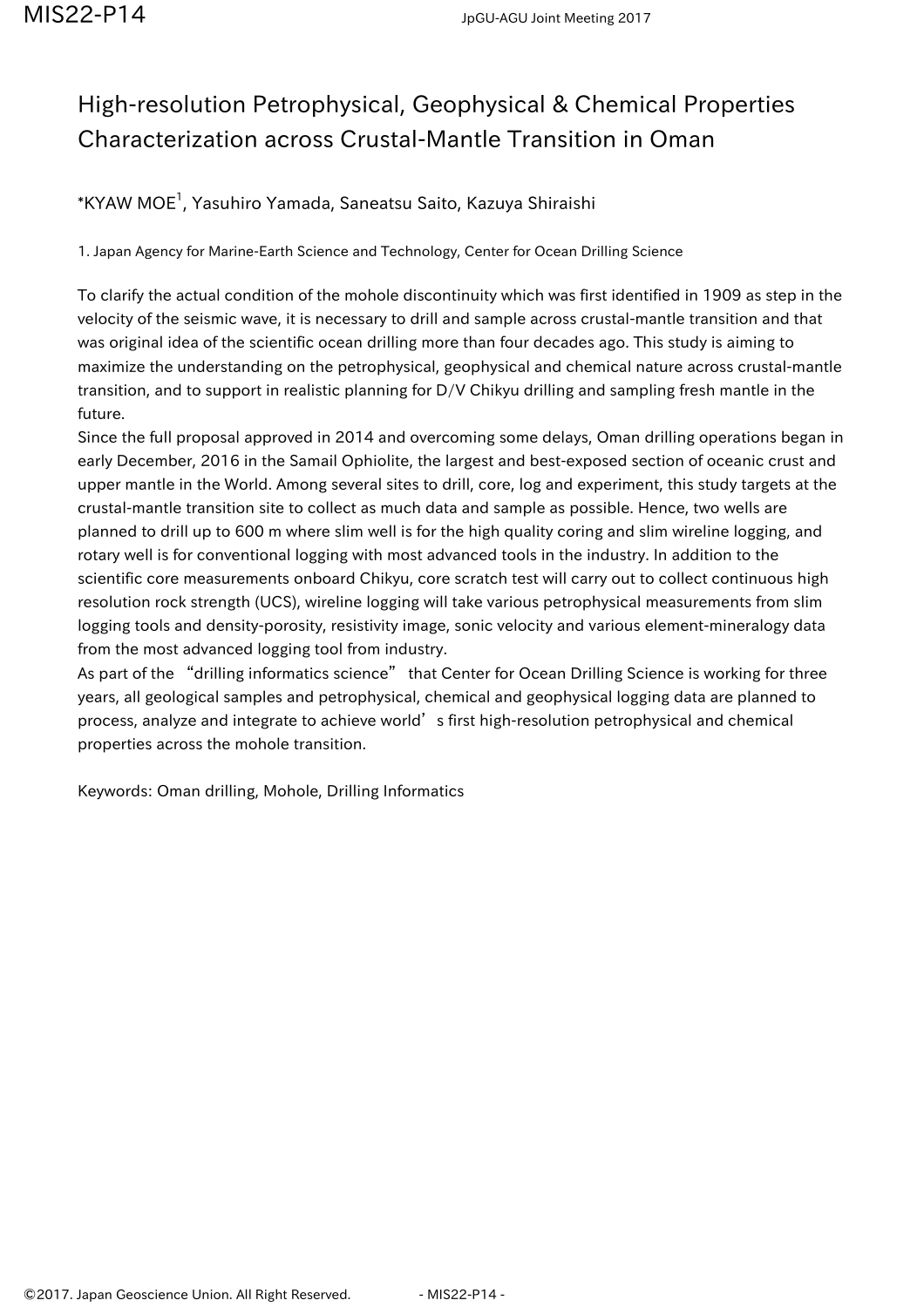# High-resolution Petrophysical, Geophysical & Chemical Properties Characterization across Crustal-Mantle Transition in Oman

*KYAW MOE[1], Yasuhiro Yamada, Saneatsu Saito, Kazuya Shiraishi

1. Japan Agency for Marine-Earth Science and Technology, Center for Ocean Drilling Science

To clarify the actual condition of the mohole discontinuity which was first identified in 1909 as step in the velocity of the seismic wave, it is necessary to drill and sample across crustal-mantle transition and that was original idea of the scientific ocean drilling more than four decades ago. This study is aiming to maximize the understanding on the petrophysical, geophysical and chemical nature across crustal-mantle transition, and to support in realistic planning for D/V Chikyu drilling and sampling fresh mantle in the future.

Since the full proposal approved in 2014 and overcoming some delays, Oman drilling operations began in early December, 2016 in the Samail Ophiolite, the largest and best-exposed section of oceanic crust and upper mantle in the World. Among several sites to drill, core, log and experiment, this study targets at the crustal-mantle transition site to collect as much data and sample as possible. Hence, two wells are planned to drill up to 600 m where slim well is for the high quality coring and slim wireline logging, and rotary well is for conventional logging with most advanced tools in the industry. In addition to the scientific core measurements onboard Chikyu, core scratch test will carry out to collect continuous high resolution rock strength (UCS), wireline logging will take various petrophysical measurements from slim logging tools and density-porosity, resistivity image, sonic velocity and various element-mineralogy data from the most advanced logging tool from industry.

As part of the "drilling informatics science" that Center for Ocean Drilling Science is working for three years, all geological samples and petrophysical, chemical and geophysical logging data are planned to process, analyze and integrate to achieve world's first high-resolution petrophysical and chemical properties across the mohole transition.

Keywords: Oman drilling, Mohole, Drilling Informatics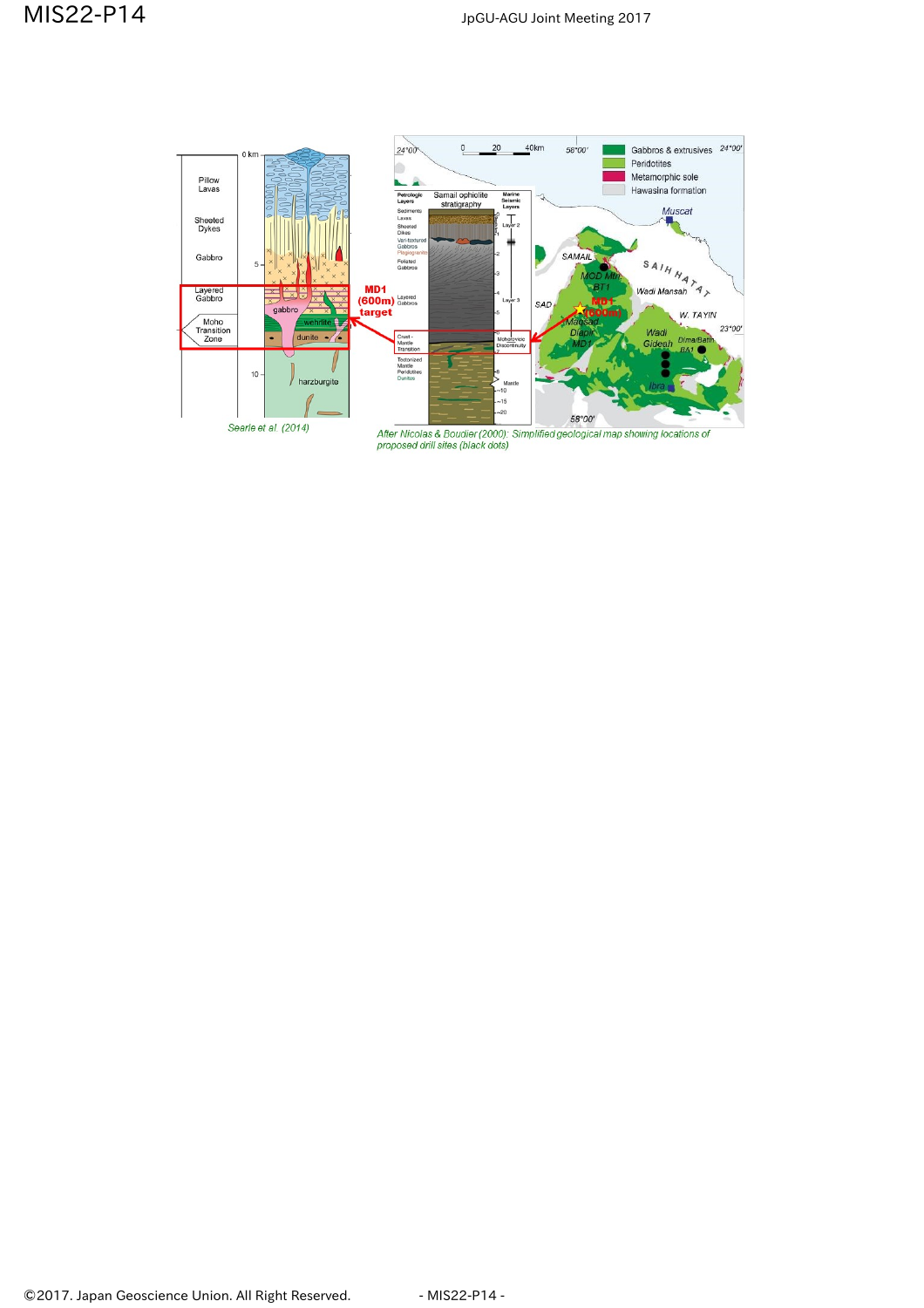0 km

Pillow Lavas

Sheeted Dykes

Gabbro

5

Layered Gabbro

gabbro

Moho Transition Zone

wehrlite

dunite

10

harzburgite

MD1 (600m) target

Searle et al. (2014)

Petrologic Layers

Samail ophiolite stratigraphy

Marine Seismic Layers

Sediments

Lavas

Sheeted Dikes

Vari-textured Gabbros

Plagiogranite

Foliated Gabbros

Layered Gabbros

Crust - Mantle Transition

Tectonized Mantle Peridotites

Dunites

Layer 2

Layer 3

Mohorovicic Discontinuity

Mantle

24°00' 0 20 40km 56°00' 24°00'

Gabbros & extrusives

Peridotites

Metamorphic sole

Hawasina formation

Muscat

SAMAIL

SAIH HATAT

MOD Mtn BT1

Wadi Mansah

SAD

MD1 (600m)

Maqsad Diapir MD1

W. TAYIN

23°00'

Wadi Gideah

Dima/Batin BA1

Ibra

58°00'

After Nicolas & Boudier (2000): Simplified geological map showing locations of proposed drill sites (black dots)